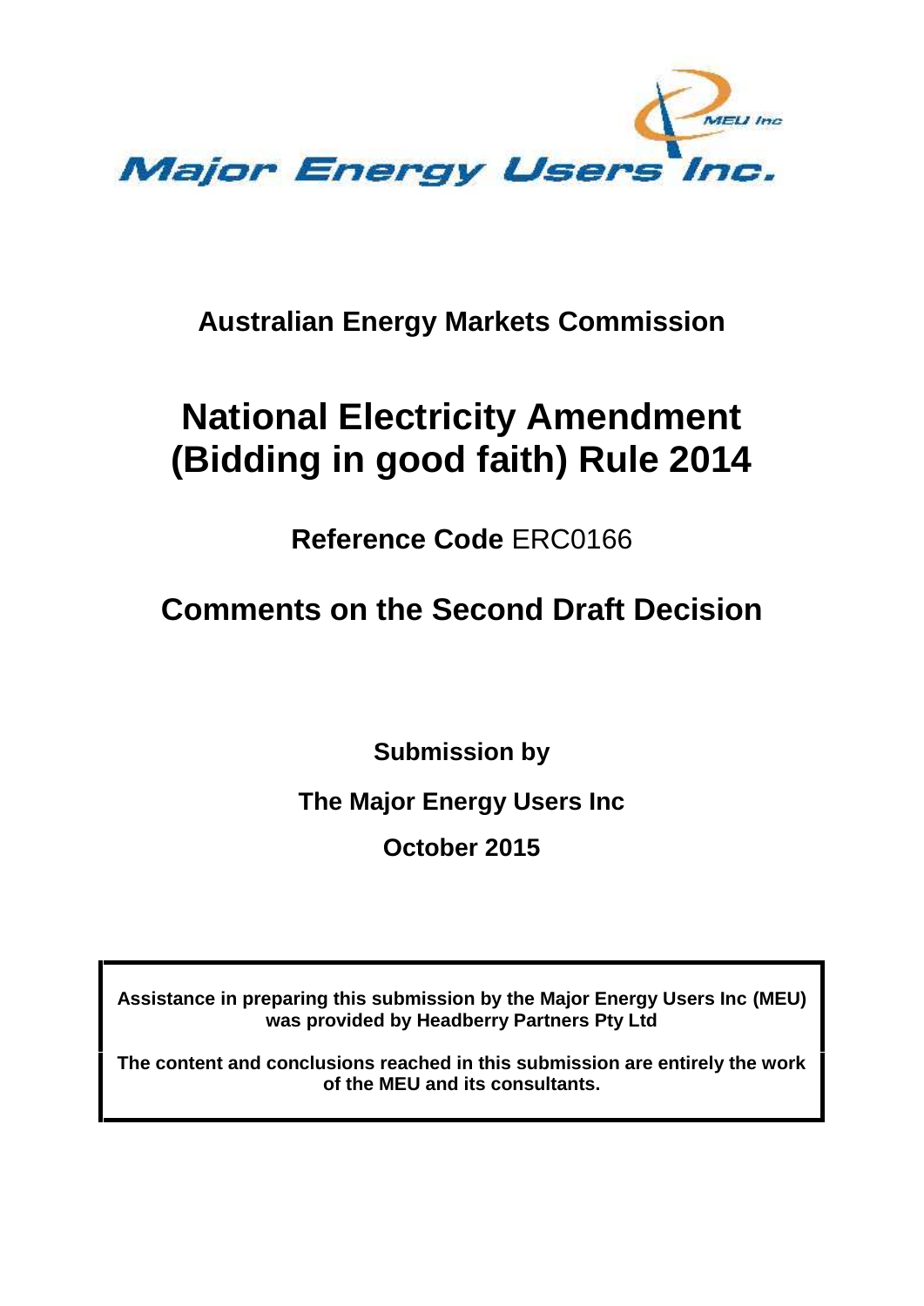Major Energy Users Inc.

## Australian Energy Markets Commission

# National Electricity Amendment (Bidding in good faith) Rule 2014

**Reference Code** ERC0166

## Comments on the Second Draft Decision

**Submission by**

**The Major Energy Users Inc**

**October 2015**

**Assistance in preparing this submission by the Major Energy Users Inc (MEU) was provided by Headberry Partners Pty Ltd**

**The content and conclusions reached in this submission are entirely the work of the MEU and its consultants.**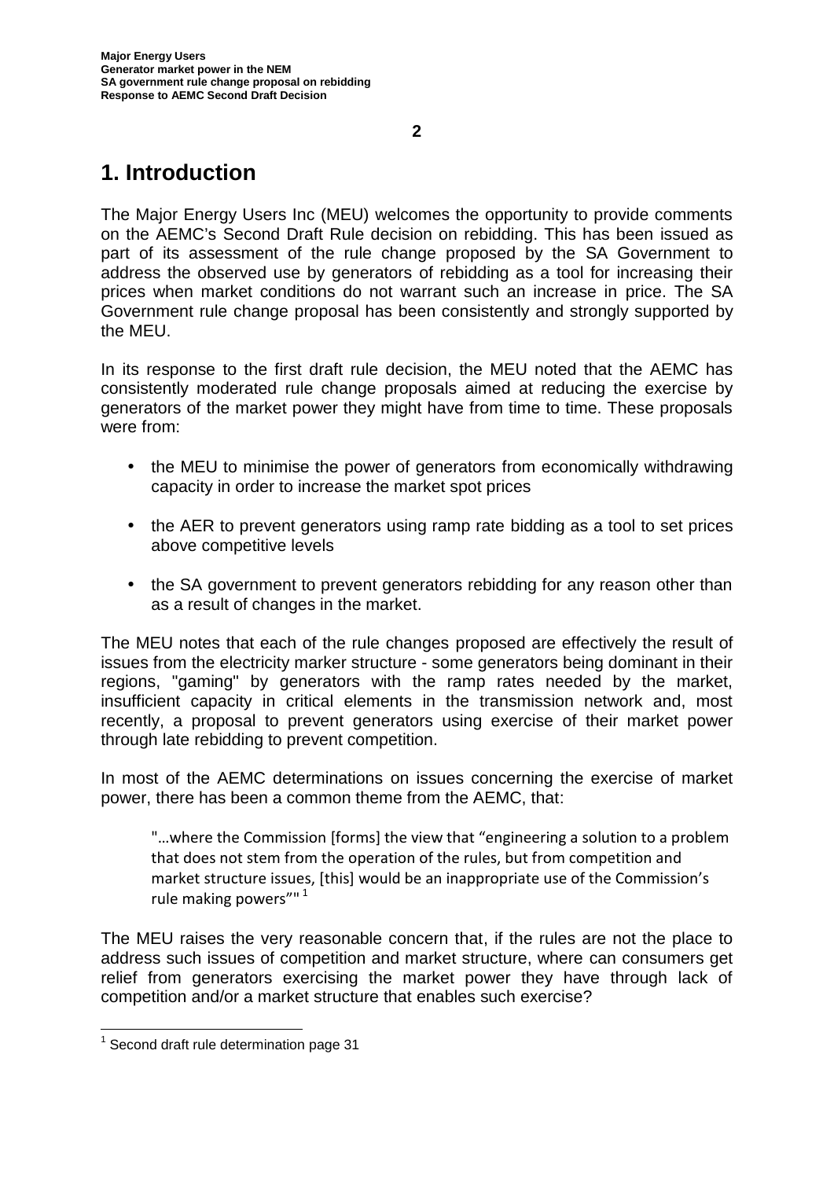# 1. Introduction

The Major Energy Users Inc (MEU) welcomes the opportunity to provide comments on the AEMC's Second Draft Rule decision on rebidding. This has been issued as part of its assessment of the rule change proposed by the SA Government to address the observed use by generators of rebidding as a tool for increasing their prices when market conditions do not warrant such an increase in price. The SA Government rule change proposal has been consistently and strongly supported by the MEU.

In its response to the first draft rule decision, the MEU noted that the AEMC has consistently moderated rule change proposals aimed at reducing the exercise by generators of the market power they might have from time to time. These proposals were from:

- the MEU to minimise the power of generators from economically withdrawing capacity in order to increase the market spot prices
- the AER to prevent generators using ramp rate bidding as a tool to set prices above competitive levels
- the SA government to prevent generators rebidding for any reason other than as a result of changes in the market.

The MEU notes that each of the rule changes proposed are effectively the result of issues from the electricity marker structure - some generators being dominant in their regions, "gaming" by generators with the ramp rates needed by the market, insufficient capacity in critical elements in the transmission network and, most recently, a proposal to prevent generators using exercise of their market power through late rebidding to prevent competition.

In most of the AEMC determinations on issues concerning the exercise of market power, there has been a common theme from the AEMC, that:

> "…where the Commission [forms] the view that "engineering a solution to a problem that does not stem from the operation of the rules, but from competition and market structure issues, [this] would be an inappropriate use of the Commission's rule making powers"" [1]

The MEU raises the very reasonable concern that, if the rules are not the place to address such issues of competition and market structure, where can consumers get relief from generators exercising the market power they have through lack of competition and/or a market structure that enables such exercise?

[1] Second draft rule determination page 31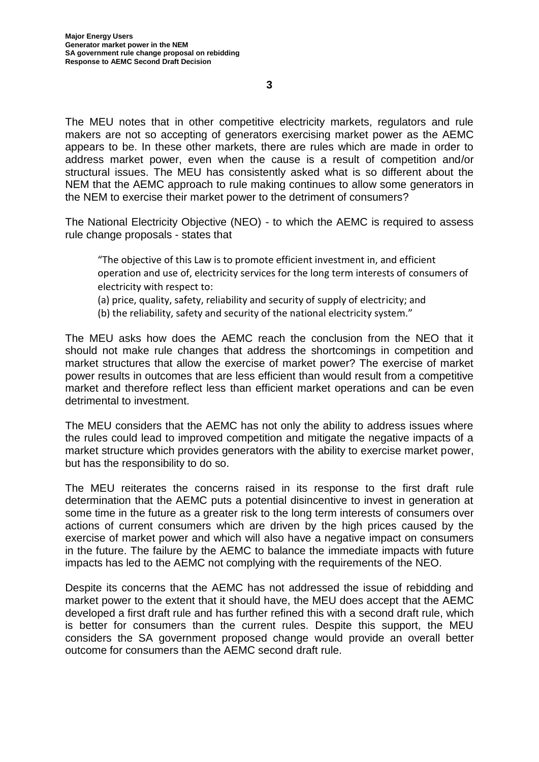The MEU notes that in other competitive electricity markets, regulators and rule makers are not so accepting of generators exercising market power as the AEMC appears to be. In these other markets, there are rules which are made in order to address market power, even when the cause is a result of competition and/or structural issues. The MEU has consistently asked what is so different about the NEM that the AEMC approach to rule making continues to allow some generators in the NEM to exercise their market power to the detriment of consumers?

The National Electricity Objective (NEO) - to which the AEMC is required to assess rule change proposals - states that

> "The objective of this Law is to promote efficient investment in, and efficient operation and use of, electricity services for the long term interests of consumers of electricity with respect to:
> (a) price, quality, safety, reliability and security of supply of electricity; and
> (b) the reliability, safety and security of the national electricity system."

The MEU asks how does the AEMC reach the conclusion from the NEO that it should not make rule changes that address the shortcomings in competition and market structures that allow the exercise of market power? The exercise of market power results in outcomes that are less efficient than would result from a competitive market and therefore reflect less than efficient market operations and can be even detrimental to investment.

The MEU considers that the AEMC has not only the ability to address issues where the rules could lead to improved competition and mitigate the negative impacts of a market structure which provides generators with the ability to exercise market power, but has the responsibility to do so.

The MEU reiterates the concerns raised in its response to the first draft rule determination that the AEMC puts a potential disincentive to invest in generation at some time in the future as a greater risk to the long term interests of consumers over actions of current consumers which are driven by the high prices caused by the exercise of market power and which will also have a negative impact on consumers in the future. The failure by the AEMC to balance the immediate impacts with future impacts has led to the AEMC not complying with the requirements of the NEO.

Despite its concerns that the AEMC has not addressed the issue of rebidding and market power to the extent that it should have, the MEU does accept that the AEMC developed a first draft rule and has further refined this with a second draft rule, which is better for consumers than the current rules. Despite this support, the MEU considers the SA government proposed change would provide an overall better outcome for consumers than the AEMC second draft rule.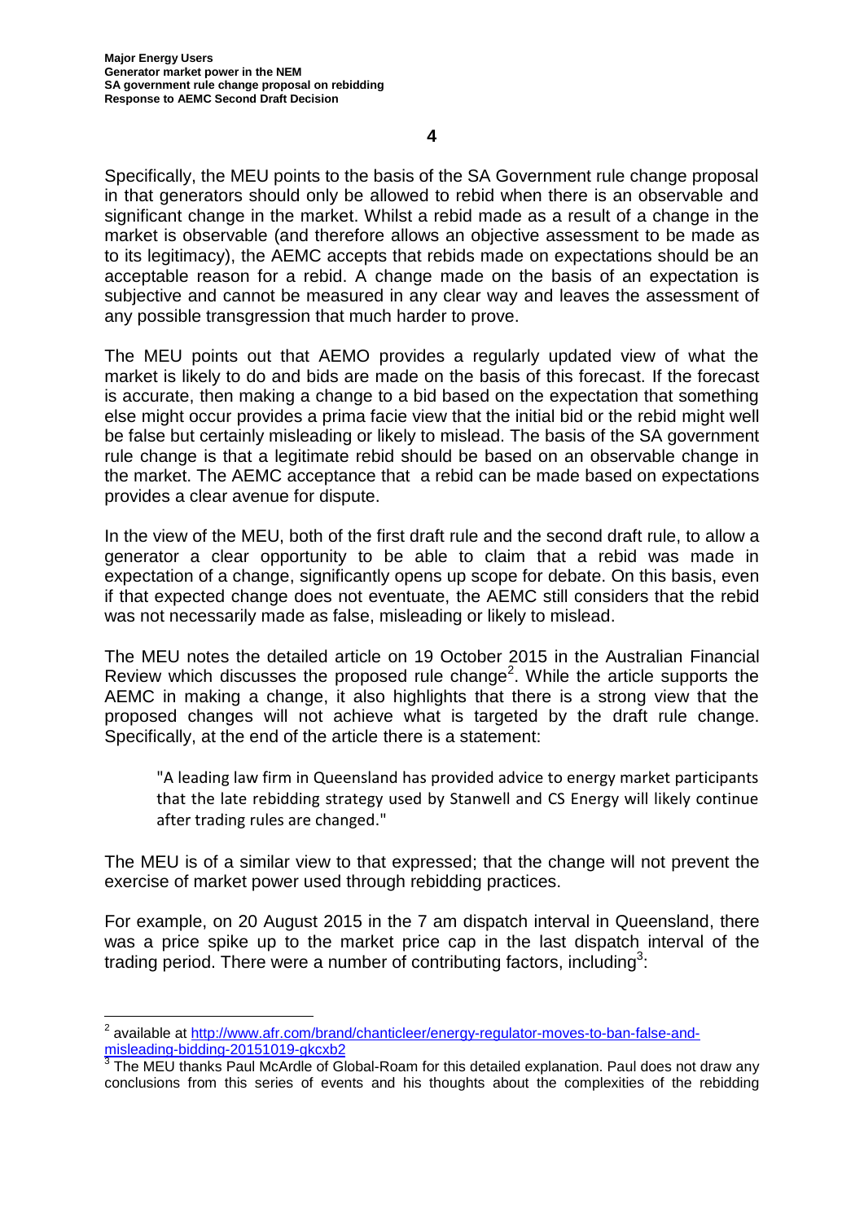Specifically, the MEU points to the basis of the SA Government rule change proposal in that generators should only be allowed to rebid when there is an observable and significant change in the market. Whilst a rebid made as a result of a change in the market is observable (and therefore allows an objective assessment to be made as to its legitimacy), the AEMC accepts that rebids made on expectations should be an acceptable reason for a rebid. A change made on the basis of an expectation is subjective and cannot be measured in any clear way and leaves the assessment of any possible transgression that much harder to prove.

The MEU points out that AEMO provides a regularly updated view of what the market is likely to do and bids are made on the basis of this forecast. If the forecast is accurate, then making a change to a bid based on the expectation that something else might occur provides a prima facie view that the initial bid or the rebid might well be false but certainly misleading or likely to mislead. The basis of the SA government rule change is that a legitimate rebid should be based on an observable change in the market. The AEMC acceptance that a rebid can be made based on expectations provides a clear avenue for dispute.

In the view of the MEU, both of the first draft rule and the second draft rule, to allow a generator a clear opportunity to be able to claim that a rebid was made in expectation of a change, significantly opens up scope for debate. On this basis, even if that expected change does not eventuate, the AEMC still considers that the rebid was not necessarily made as false, misleading or likely to mislead.

The MEU notes the detailed article on 19 October 2015 in the Australian Financial Review which discusses the proposed rule change[2]. While the article supports the AEMC in making a change, it also highlights that there is a strong view that the proposed changes will not achieve what is targeted by the draft rule change. Specifically, at the end of the article there is a statement:

> "A leading law firm in Queensland has provided advice to energy market participants that the late rebidding strategy used by Stanwell and CS Energy will likely continue after trading rules are changed."

The MEU is of a similar view to that expressed; that the change will not prevent the exercise of market power used through rebidding practices.

For example, on 20 August 2015 in the 7 am dispatch interval in Queensland, there was a price spike up to the market price cap in the last dispatch interval of the trading period. There were a number of contributing factors, including[3]:

---

[2] available at http://www.afr.com/brand/chanticleer/energy-regulator-moves-to-ban-false-and-misleading-bidding-20151019-gkcxb2

[3] The MEU thanks Paul McArdle of Global-Roam for this detailed explanation. Paul does not draw any conclusions from this series of events and his thoughts about the complexities of the rebidding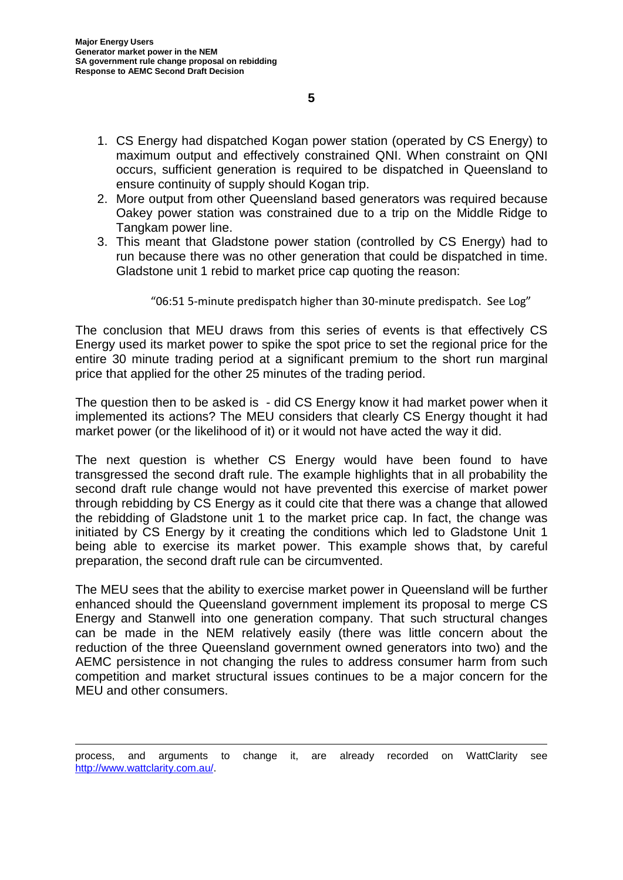1. CS Energy had dispatched Kogan power station (operated by CS Energy) to maximum output and effectively constrained QNI. When constraint on QNI occurs, sufficient generation is required to be dispatched in Queensland to ensure continuity of supply should Kogan trip.
2. More output from other Queensland based generators was required because Oakey power station was constrained due to a trip on the Middle Ridge to Tangkam power line.
3. This meant that Gladstone power station (controlled by CS Energy) had to run because there was no other generation that could be dispatched in time. Gladstone unit 1 rebid to market price cap quoting the reason:

   "06:51 5-minute predispatch higher than 30-minute predispatch. See Log"

The conclusion that MEU draws from this series of events is that effectively CS Energy used its market power to spike the spot price to set the regional price for the entire 30 minute trading period at a significant premium to the short run marginal price that applied for the other 25 minutes of the trading period.

The question then to be asked is - did CS Energy know it had market power when it implemented its actions? The MEU considers that clearly CS Energy thought it had market power (or the likelihood of it) or it would not have acted the way it did.

The next question is whether CS Energy would have been found to have transgressed the second draft rule. The example highlights that in all probability the second draft rule change would not have prevented this exercise of market power through rebidding by CS Energy as it could cite that there was a change that allowed the rebidding of Gladstone unit 1 to the market price cap. In fact, the change was initiated by CS Energy by it creating the conditions which led to Gladstone Unit 1 being able to exercise its market power. This example shows that, by careful preparation, the second draft rule can be circumvented.

The MEU sees that the ability to exercise market power in Queensland will be further enhanced should the Queensland government implement its proposal to merge CS Energy and Stanwell into one generation company. That such structural changes can be made in the NEM relatively easily (there was little concern about the reduction of the three Queensland government owned generators into two) and the AEMC persistence in not changing the rules to address consumer harm from such competition and market structural issues continues to be a major concern for the MEU and other consumers.

---

process, and arguments to change it, are already recorded on WattClarity see http://www.wattclarity.com.au/.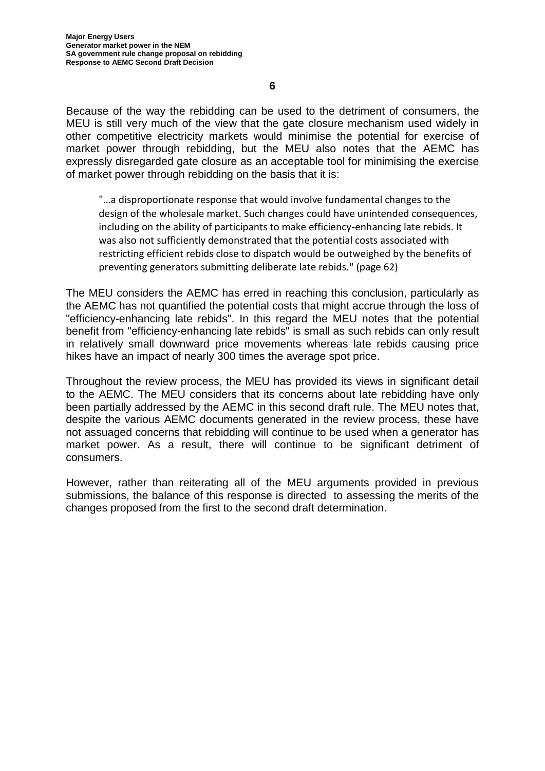Because of the way the rebidding can be used to the detriment of consumers, the MEU is still very much of the view that the gate closure mechanism used widely in other competitive electricity markets would minimise the potential for exercise of market power through rebidding, but the MEU also notes that the AEMC has expressly disregarded gate closure as an acceptable tool for minimising the exercise of market power through rebidding on the basis that it is:

> "…a disproportionate response that would involve fundamental changes to the design of the wholesale market. Such changes could have unintended consequences, including on the ability of participants to make efficiency-enhancing late rebids. It was also not sufficiently demonstrated that the potential costs associated with restricting efficient rebids close to dispatch would be outweighed by the benefits of preventing generators submitting deliberate late rebids." (page 62)

The MEU considers the AEMC has erred in reaching this conclusion, particularly as the AEMC has not quantified the potential costs that might accrue through the loss of "efficiency-enhancing late rebids". In this regard the MEU notes that the potential benefit from "efficiency-enhancing late rebids" is small as such rebids can only result in relatively small downward price movements whereas late rebids causing price hikes have an impact of nearly 300 times the average spot price.

Throughout the review process, the MEU has provided its views in significant detail to the AEMC. The MEU considers that its concerns about late rebidding have only been partially addressed by the AEMC in this second draft rule. The MEU notes that, despite the various AEMC documents generated in the review process, these have not assuaged concerns that rebidding will continue to be used when a generator has market power. As a result, there will continue to be significant detriment of consumers.

However, rather than reiterating all of the MEU arguments provided in previous submissions, the balance of this response is directed to assessing the merits of the changes proposed from the first to the second draft determination.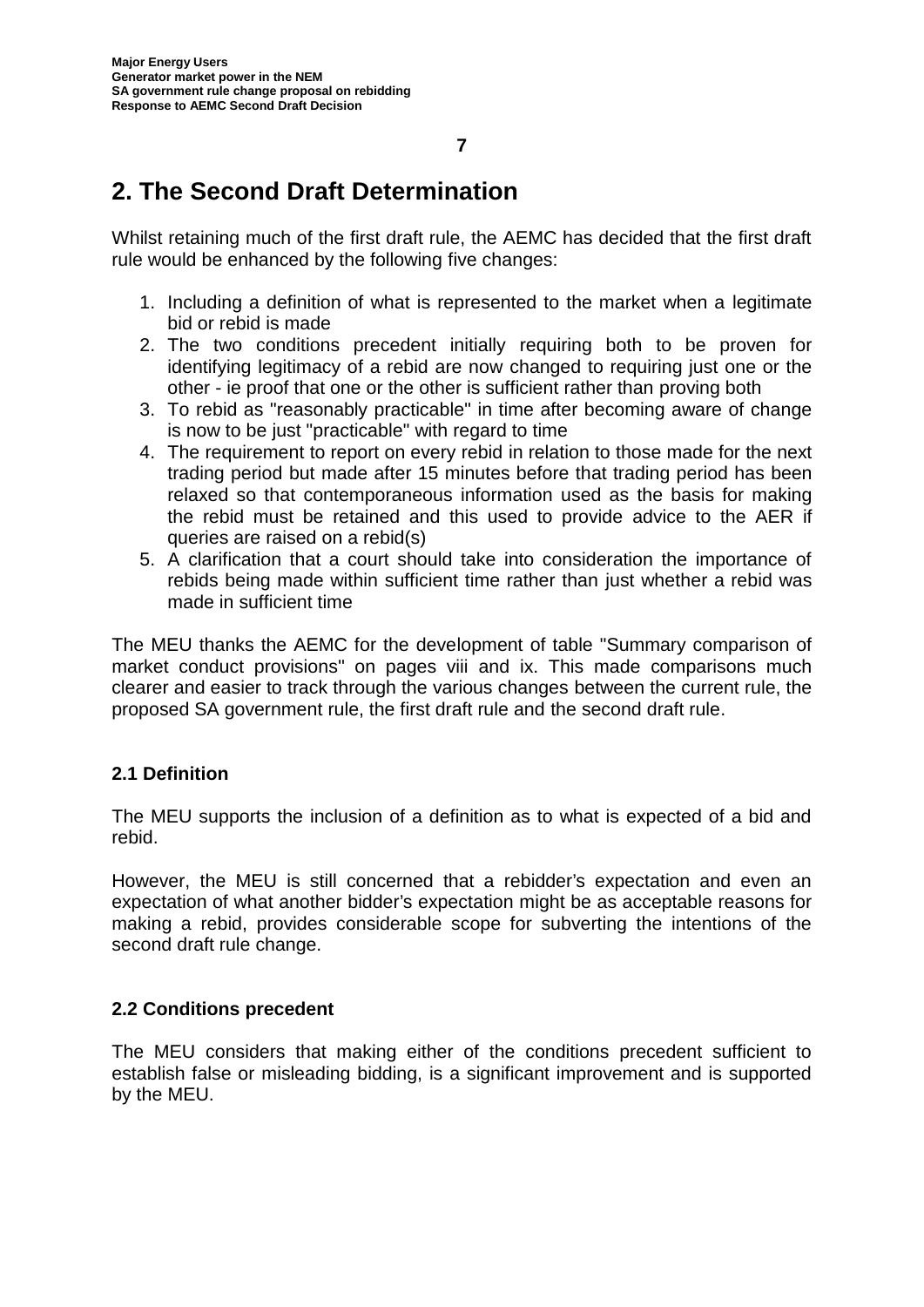# 2. The Second Draft Determination

Whilst retaining much of the first draft rule, the AEMC has decided that the first draft rule would be enhanced by the following five changes:

1. Including a definition of what is represented to the market when a legitimate bid or rebid is made
2. The two conditions precedent initially requiring both to be proven for identifying legitimacy of a rebid are now changed to requiring just one or the other - ie proof that one or the other is sufficient rather than proving both
3. To rebid as "reasonably practicable" in time after becoming aware of change is now to be just "practicable" with regard to time
4. The requirement to report on every rebid in relation to those made for the next trading period but made after 15 minutes before that trading period has been relaxed so that contemporaneous information used as the basis for making the rebid must be retained and this used to provide advice to the AER if queries are raised on a rebid(s)
5. A clarification that a court should take into consideration the importance of rebids being made within sufficient time rather than just whether a rebid was made in sufficient time

The MEU thanks the AEMC for the development of table "Summary comparison of market conduct provisions" on pages viii and ix. This made comparisons much clearer and easier to track through the various changes between the current rule, the proposed SA government rule, the first draft rule and the second draft rule.

### 2.1 Definition

The MEU supports the inclusion of a definition as to what is expected of a bid and rebid.

However, the MEU is still concerned that a rebidder's expectation and even an expectation of what another bidder's expectation might be as acceptable reasons for making a rebid, provides considerable scope for subverting the intentions of the second draft rule change.

### 2.2 Conditions precedent

The MEU considers that making either of the conditions precedent sufficient to establish false or misleading bidding, is a significant improvement and is supported by the MEU.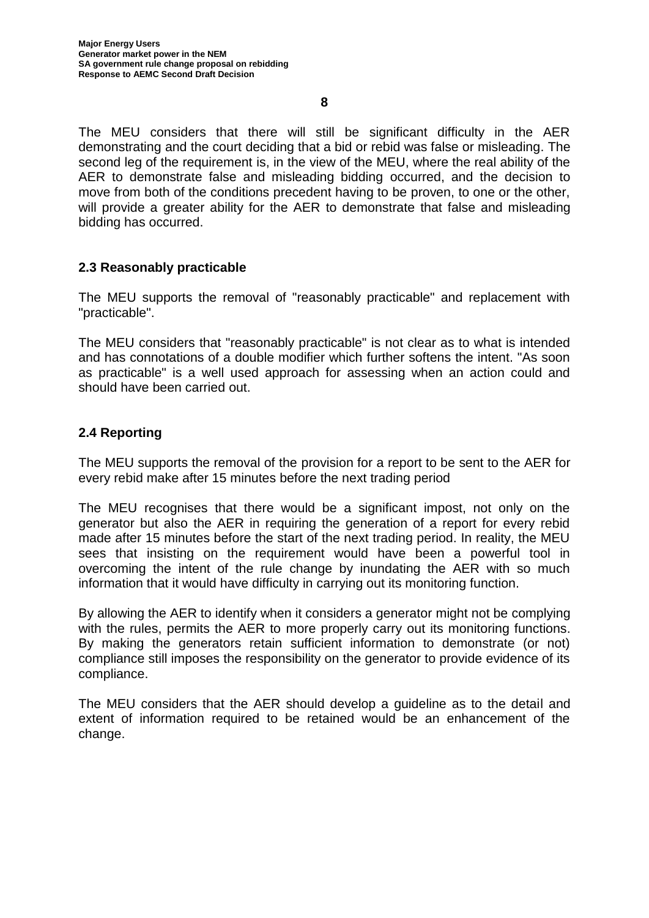The MEU considers that there will still be significant difficulty in the AER demonstrating and the court deciding that a bid or rebid was false or misleading. The second leg of the requirement is, in the view of the MEU, where the real ability of the AER to demonstrate false and misleading bidding occurred, and the decision to move from both of the conditions precedent having to be proven, to one or the other, will provide a greater ability for the AER to demonstrate that false and misleading bidding has occurred.

## 2.3 Reasonably practicable

The MEU supports the removal of "reasonably practicable" and replacement with "practicable".

The MEU considers that "reasonably practicable" is not clear as to what is intended and has connotations of a double modifier which further softens the intent. "As soon as practicable" is a well used approach for assessing when an action could and should have been carried out.

## 2.4 Reporting

The MEU supports the removal of the provision for a report to be sent to the AER for every rebid make after 15 minutes before the next trading period

The MEU recognises that there would be a significant impost, not only on the generator but also the AER in requiring the generation of a report for every rebid made after 15 minutes before the start of the next trading period. In reality, the MEU sees that insisting on the requirement would have been a powerful tool in overcoming the intent of the rule change by inundating the AER with so much information that it would have difficulty in carrying out its monitoring function.

By allowing the AER to identify when it considers a generator might not be complying with the rules, permits the AER to more properly carry out its monitoring functions. By making the generators retain sufficient information to demonstrate (or not) compliance still imposes the responsibility on the generator to provide evidence of its compliance.

The MEU considers that the AER should develop a guideline as to the detail and extent of information required to be retained would be an enhancement of the change.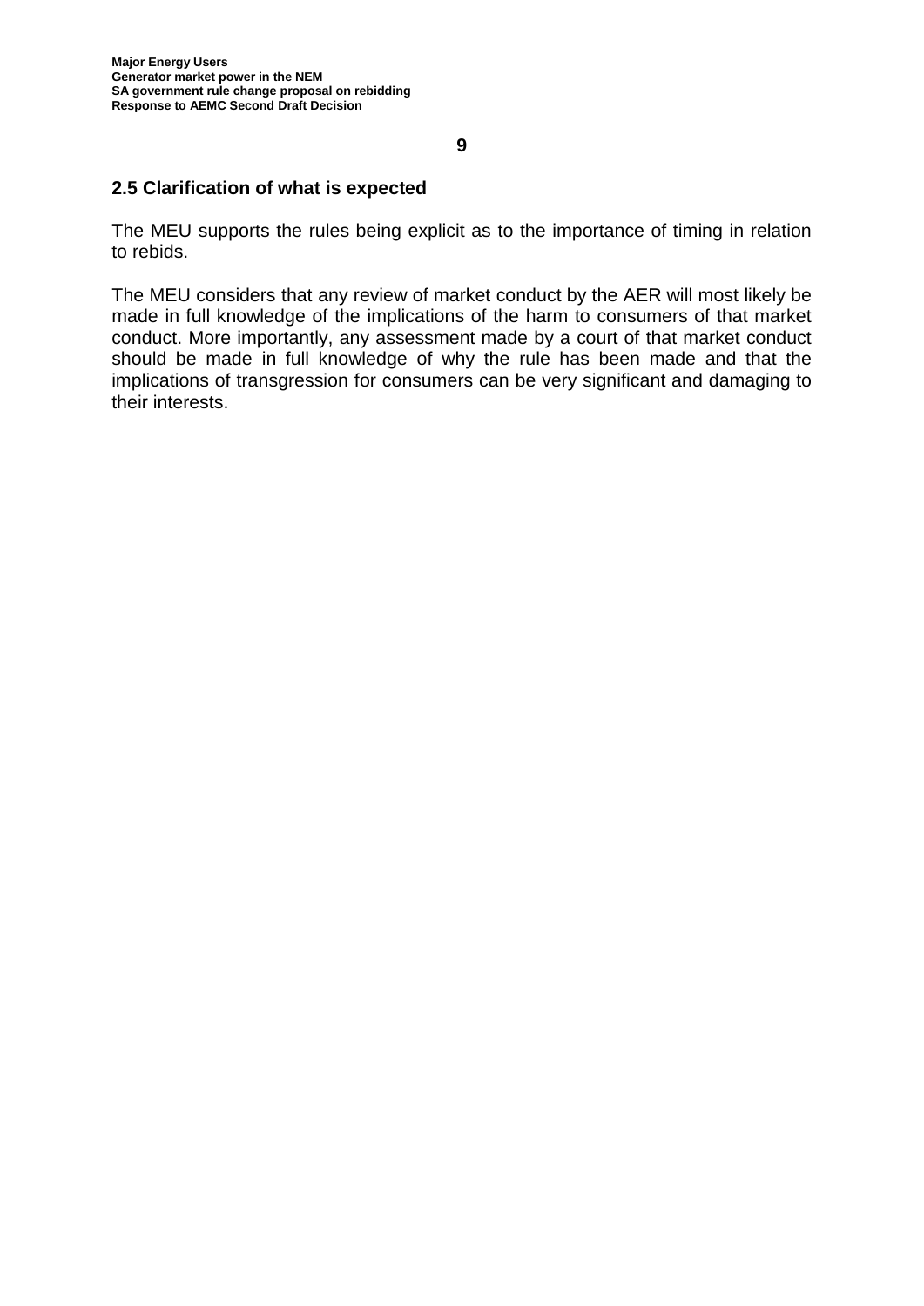## 2.5 Clarification of what is expected

The MEU supports the rules being explicit as to the importance of timing in relation to rebids.

The MEU considers that any review of market conduct by the AER will most likely be made in full knowledge of the implications of the harm to consumers of that market conduct. More importantly, any assessment made by a court of that market conduct should be made in full knowledge of why the rule has been made and that the implications of transgression for consumers can be very significant and damaging to their interests.